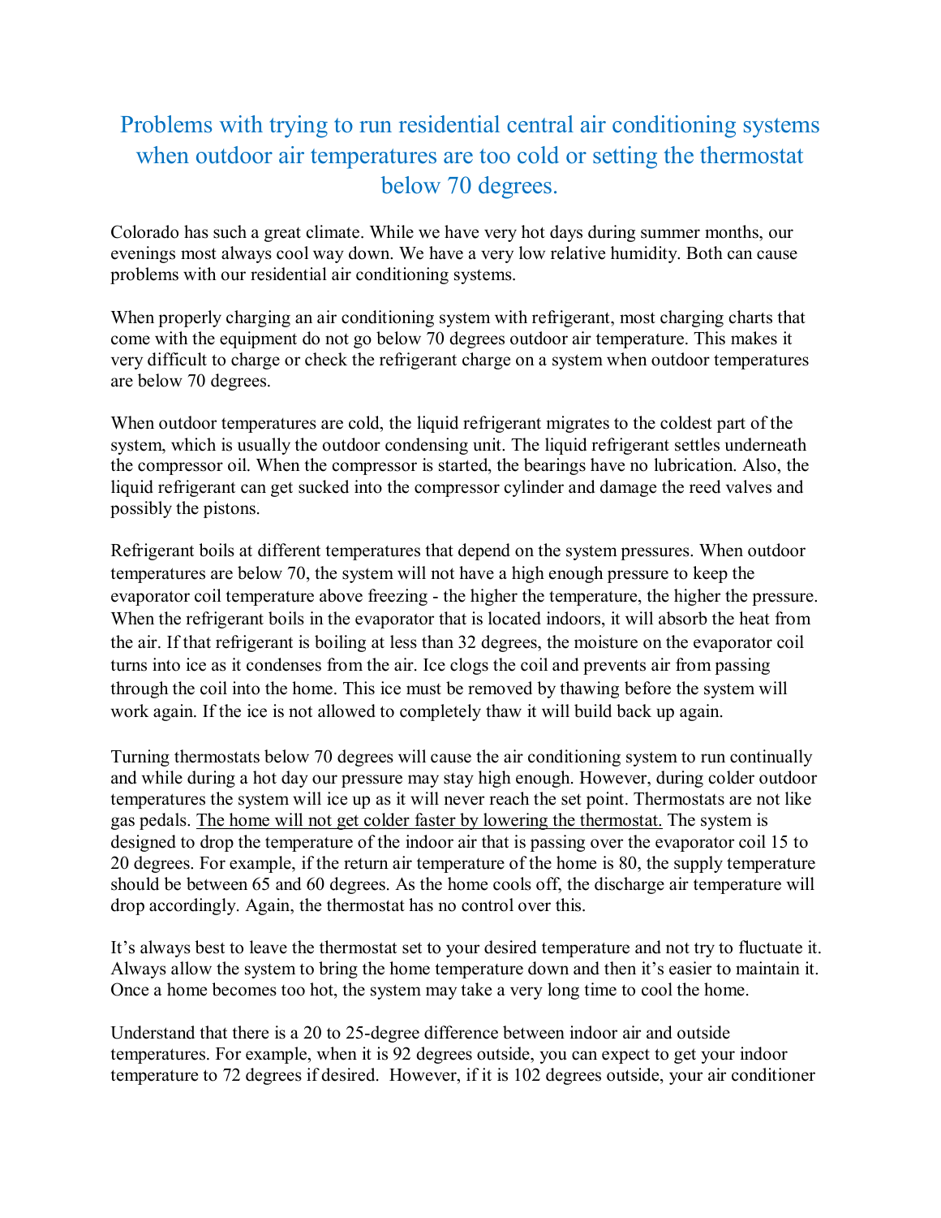# Problems with trying to run residential central air conditioning systems when outdoor air temperatures are too cold or setting the thermostat below 70 degrees.

Colorado has such a great climate. While we have very hot days during summer months, our evenings most always cool way down. We have a very low relative humidity. Both can cause problems with our residential air conditioning systems.

When properly charging an air conditioning system with refrigerant, most charging charts that come with the equipment do not go below 70 degrees outdoor air temperature. This makes it very difficult to charge or check the refrigerant charge on a system when outdoor temperatures are below 70 degrees.

When outdoor temperatures are cold, the liquid refrigerant migrates to the coldest part of the system, which is usually the outdoor condensing unit. The liquid refrigerant settles underneath the compressor oil. When the compressor is started, the bearings have no lubrication. Also, the liquid refrigerant can get sucked into the compressor cylinder and damage the reed valves and possibly the pistons.

Refrigerant boils at different temperatures that depend on the system pressures. When outdoor temperatures are below 70, the system will not have a high enough pressure to keep the evaporator coil temperature above freezing - the higher the temperature, the higher the pressure. When the refrigerant boils in the evaporator that is located indoors, it will absorb the heat from the air. If that refrigerant is boiling at less than 32 degrees, the moisture on the evaporator coil turns into ice as it condenses from the air. Ice clogs the coil and prevents air from passing through the coil into the home. This ice must be removed by thawing before the system will work again. If the ice is not allowed to completely thaw it will build back up again.

Turning thermostats below 70 degrees will cause the air conditioning system to run continually and while during a hot day our pressure may stay high enough. However, during colder outdoor temperatures the system will ice up as it will never reach the set point. Thermostats are not like gas pedals. <u>The home will not get colder faster by lowering the thermostat.</u> The system is designed to drop the temperature of the indoor air that is passing over the evaporator coil 15 to 20 degrees. For example, if the return air temperature of the home is 80, the supply temperature should be between 65 and 60 degrees. As the home cools off, the discharge air temperature will drop accordingly. Again, the thermostat has no control over this.

It's always best to leave the thermostat set to your desired temperature and not try to fluctuate it. Always allow the system to bring the home temperature down and then it's easier to maintain it. Once a home becomes too hot, the system may take a very long time to cool the home.

Understand that there is a 20 to 25-degree difference between indoor air and outside temperatures. For example, when it is 92 degrees outside, you can expect to get your indoor temperature to 72 degrees if desired. However, if it is 102 degrees outside, your air conditioner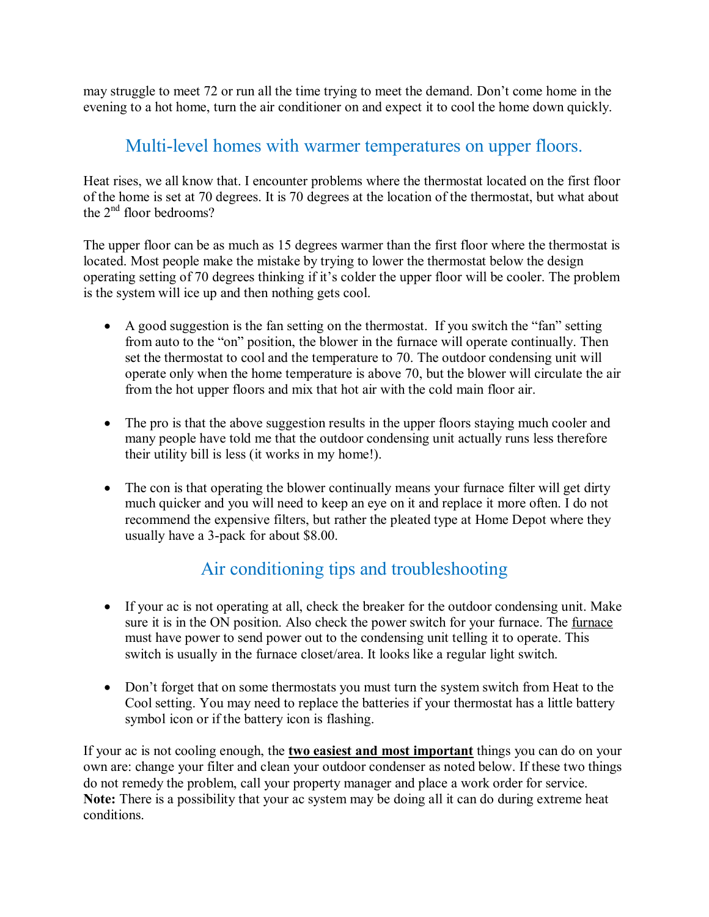may struggle to meet 72 or run all the time trying to meet the demand. Don't come home in the evening to a hot home, turn the air conditioner on and expect it to cool the home down quickly.

## Multi-level homes with warmer temperatures on upper floors.

Heat rises, we all know that. I encounter problems where the thermostat located on the first floor of the home is set at 70 degrees. It is 70 degrees at the location of the thermostat, but what about the 2nd floor bedrooms?

The upper floor can be as much as 15 degrees warmer than the first floor where the thermostat is located. Most people make the mistake by trying to lower the thermostat below the design operating setting of 70 degrees thinking if it's colder the upper floor will be cooler. The problem is the system will ice up and then nothing gets cool.

- A good suggestion is the fan setting on the thermostat. If you switch the "fan" setting from auto to the "on" position, the blower in the furnace will operate continually. Then set the thermostat to cool and the temperature to 70. The outdoor condensing unit will operate only when the home temperature is above 70, but the blower will circulate the air from the hot upper floors and mix that hot air with the cold main floor air.

- The pro is that the above suggestion results in the upper floors staying much cooler and many people have told me that the outdoor condensing unit actually runs less therefore their utility bill is less (it works in my home!).

- The con is that operating the blower continually means your furnace filter will get dirty much quicker and you will need to keep an eye on it and replace it more often. I do not recommend the expensive filters, but rather the pleated type at Home Depot where they usually have a 3-pack for about $8.00.

## Air conditioning tips and troubleshooting

- If your ac is not operating at all, check the breaker for the outdoor condensing unit. Make sure it is in the ON position. Also check the power switch for your furnace. The furnace must have power to send power out to the condensing unit telling it to operate. This switch is usually in the furnace closet/area. It looks like a regular light switch.

- Don't forget that on some thermostats you must turn the system switch from Heat to the Cool setting. You may need to replace the batteries if your thermostat has a little battery symbol icon or if the battery icon is flashing.

If your ac is not cooling enough, the **two easiest and most important** things you can do on your own are: change your filter and clean your outdoor condenser as noted below. If these two things do not remedy the problem, call your property manager and place a work order for service. **Note:** There is a possibility that your ac system may be doing all it can do during extreme heat conditions.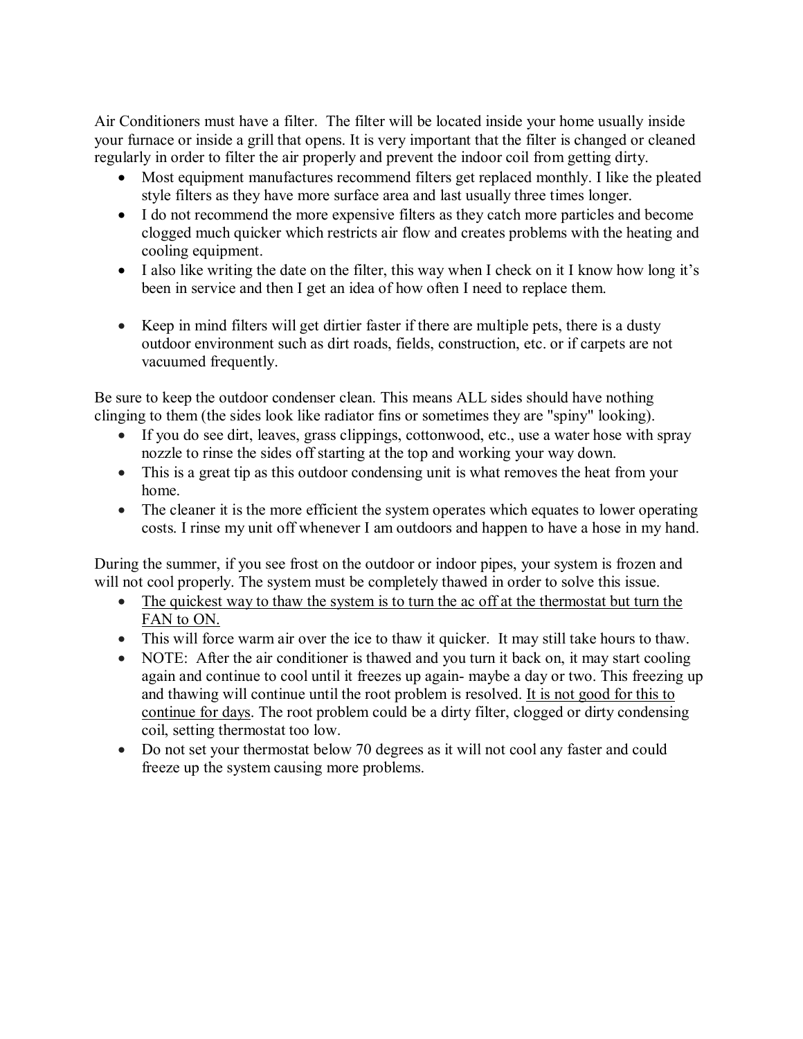Air Conditioners must have a filter.  The filter will be located inside your home usually inside your furnace or inside a grill that opens. It is very important that the filter is changed or cleaned regularly in order to filter the air properly and prevent the indoor coil from getting dirty.

- Most equipment manufactures recommend filters get replaced monthly. I like the pleated style filters as they have more surface area and last usually three times longer.
- I do not recommend the more expensive filters as they catch more particles and become clogged much quicker which restricts air flow and creates problems with the heating and cooling equipment.
- I also like writing the date on the filter, this way when I check on it I know how long it's been in service and then I get an idea of how often I need to replace them.

- Keep in mind filters will get dirtier faster if there are multiple pets, there is a dusty outdoor environment such as dirt roads, fields, construction, etc. or if carpets are not vacuumed frequently.

Be sure to keep the outdoor condenser clean. This means ALL sides should have nothing clinging to them (the sides look like radiator fins or sometimes they are "spiny" looking).

- If you do see dirt, leaves, grass clippings, cottonwood, etc., use a water hose with spray nozzle to rinse the sides off starting at the top and working your way down.
- This is a great tip as this outdoor condensing unit is what removes the heat from your home.
- The cleaner it is the more efficient the system operates which equates to lower operating costs. I rinse my unit off whenever I am outdoors and happen to have a hose in my hand.

During the summer, if you see frost on the outdoor or indoor pipes, your system is frozen and will not cool properly. The system must be completely thawed in order to solve this issue.

- <u>The quickest way to thaw the system is to turn the ac off at the thermostat but turn the FAN to ON.</u>
- This will force warm air over the ice to thaw it quicker.  It may still take hours to thaw.
- NOTE:  After the air conditioner is thawed and you turn it back on, it may start cooling again and continue to cool until it freezes up again- maybe a day or two. This freezing up and thawing will continue until the root problem is resolved. <u>It is not good for this to continue for days</u>. The root problem could be a dirty filter, clogged or dirty condensing coil, setting thermostat too low.
- Do not set your thermostat below 70 degrees as it will not cool any faster and could freeze up the system causing more problems.